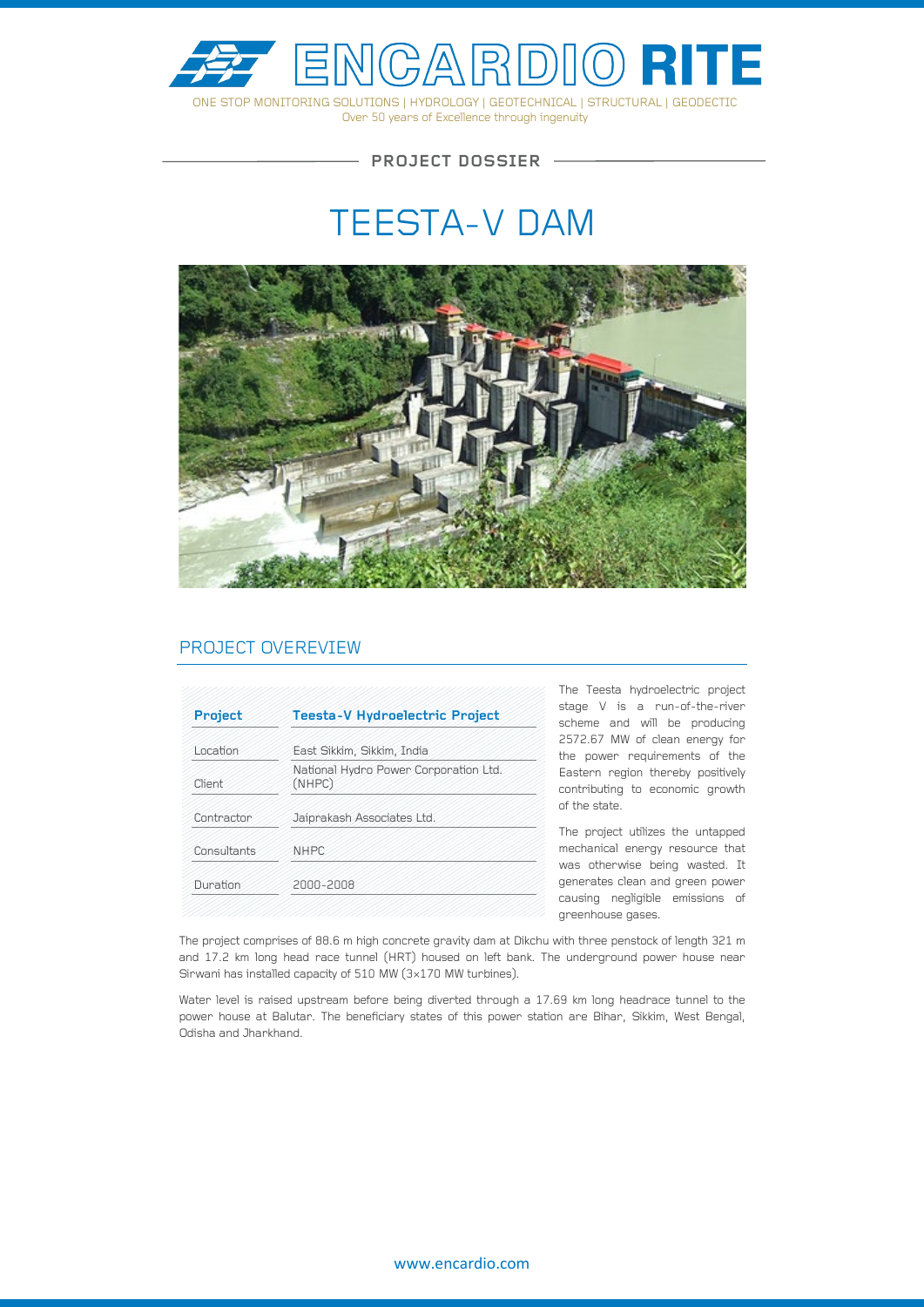# ENCARDIO RITE

ONE STOP MONITORING SOLUTIONS | HYDROLOGY | GEOTECHNICAL | STRUCTURAL | GEODECTIC

Over 50 years of Excellence through ingenuity

**PROJECT DOSSIER**

# TEESTA-V DAM

## PROJECT OVEREVIEW

| Project | Teesta-V Hydroelectric Project |
|---|---|
| Location | East Sikkim, Sikkim, India |
| Client | National Hydro Power Corporation Ltd. (NHPC) |
| Contractor | Jaiprakash Associates Ltd. |
| Consultants | NHPC |
| Duration | 2000-2008 |

The Teesta hydroelectric project stage V is a run-of-the-river scheme and will be producing 2572.67 MW of clean energy for the power requirements of the Eastern region thereby positively contributing to economic growth of the state.

The project utilizes the untapped mechanical energy resource that was otherwise being wasted. It generates clean and green power causing negligible emissions of greenhouse gases.

The project comprises of 88.6 m high concrete gravity dam at Dikchu with three penstock of length 321 m and 17.2 km long head race tunnel (HRT) housed on left bank. The underground power house near Sirwani has installed capacity of 510 MW (3×170 MW turbines).

Water level is raised upstream before being diverted through a 17.69 km long headrace tunnel to the power house at Balutar. The beneficiary states of this power station are Bihar, Sikkim, West Bengal, Odisha and Jharkhand.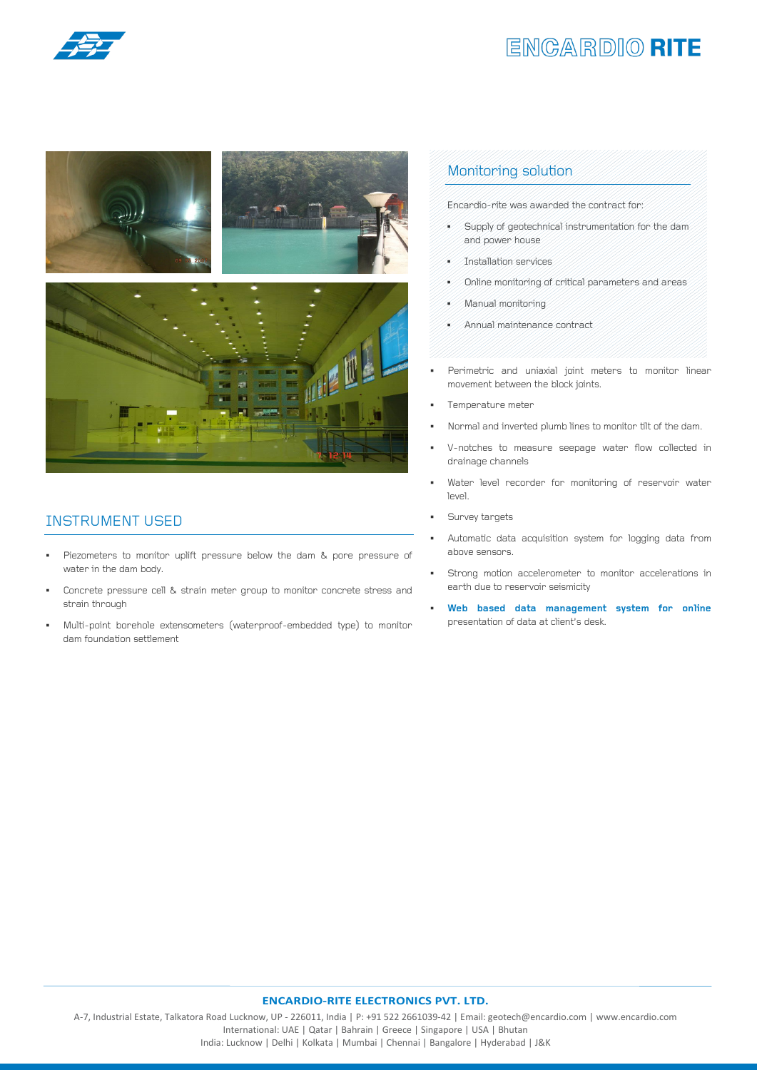## Monitoring solution

Encardio-rite was awarded the contract for:

- Supply of geotechnical instrumentation for the dam and power house
- Installation services
- Online monitoring of critical parameters and areas
- Manual monitoring
- Annual maintenance contract

## INSTRUMENT USED

- Piezometers to monitor uplift pressure below the dam & pore pressure of water in the dam body.
- Concrete pressure cell & strain meter group to monitor concrete stress and strain through
- Multi-point borehole extensometers (waterproof-embedded type) to monitor dam foundation settlement
- Perimetric and uniaxial joint meters to monitor linear movement between the block joints.
- Temperature meter
- Normal and inverted plumb lines to monitor tilt of the dam.
- V-notches to measure seepage water flow collected in drainage channels
- Water level recorder for monitoring of reservoir water level.
- Survey targets
- Automatic data acquisition system for logging data from above sensors.
- Strong motion accelerometer to monitor accelerations in earth due to reservoir seismicity
- **Web based data management system for online** presentation of data at client's desk.

**ENCARDIO-RITE ELECTRONICS PVT. LTD.**

A-7, Industrial Estate, Talkatora Road Lucknow, UP - 226011, India | P: +91 522 2661039-42 | Email: geotech@encardio.com | www.encardio.com

International: UAE | Qatar | Bahrain | Greece | Singapore | USA | Bhutan

India: Lucknow | Delhi | Kolkata | Mumbai | Chennai | Bangalore | Hyderabad | J&K